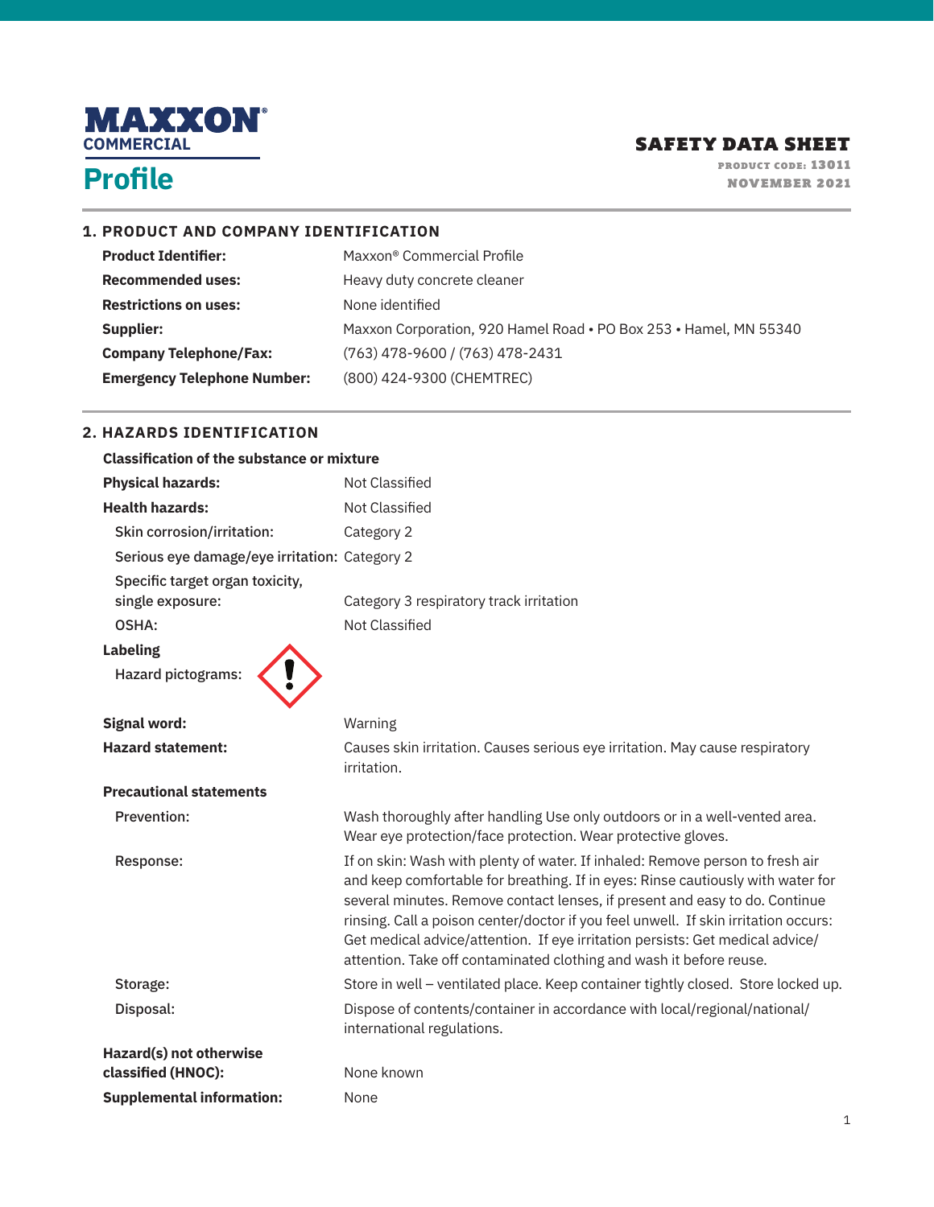# MAXXON® COMMERCIAL

# Profile

**SAFETY DATA SHEET**
PRODUCT CODE: 13011
NOVEMBER 2021

## 1. PRODUCT AND COMPANY IDENTIFICATION

| | |
|---|---|
| **Product Identifier:** | Maxxon® Commercial Profile |
| **Recommended uses:** | Heavy duty concrete cleaner |
| **Restrictions on uses:** | None identified |
| **Supplier:** | Maxxon Corporation, 920 Hamel Road • PO Box 253 • Hamel, MN 55340 |
| **Company Telephone/Fax:** | (763) 478-9600 / (763) 478-2431 |
| **Emergency Telephone Number:** | (800) 424-9300 (CHEMTREC) |

## 2. HAZARDS IDENTIFICATION

**Classification of the substance or mixture**

| | |
|---|---|
| **Physical hazards:** | Not Classified |
| **Health hazards:** | Not Classified |
| Skin corrosion/irritation: | Category 2 |
| Serious eye damage/eye irritation: | Category 2 |
| Specific target organ toxicity, single exposure: | Category 3 respiratory track irritation |
| OSHA: | Not Classified |

**Labeling**

Hazard pictograms:

| | |
|---|---|
| **Signal word:** | Warning |
| **Hazard statement:** | Causes skin irritation. Causes serious eye irritation. May cause respiratory irritation. |

**Precautional statements**

| | |
|---|---|
| Prevention: | Wash thoroughly after handling Use only outdoors or in a well-vented area. Wear eye protection/face protection. Wear protective gloves. |
| Response: | If on skin: Wash with plenty of water. If inhaled: Remove person to fresh air and keep comfortable for breathing. If in eyes: Rinse cautiously with water for several minutes. Remove contact lenses, if present and easy to do. Continue rinsing. Call a poison center/doctor if you feel unwell. If skin irritation occurs: Get medical advice/attention. If eye irritation persists: Get medical advice/attention. Take off contaminated clothing and wash it before reuse. |
| Storage: | Store in well – ventilated place. Keep container tightly closed. Store locked up. |
| Disposal: | Dispose of contents/container in accordance with local/regional/national/international regulations. |

| | |
|---|---|
| **Hazard(s) not otherwise classified (HNOC):** | None known |
| **Supplemental information:** | None |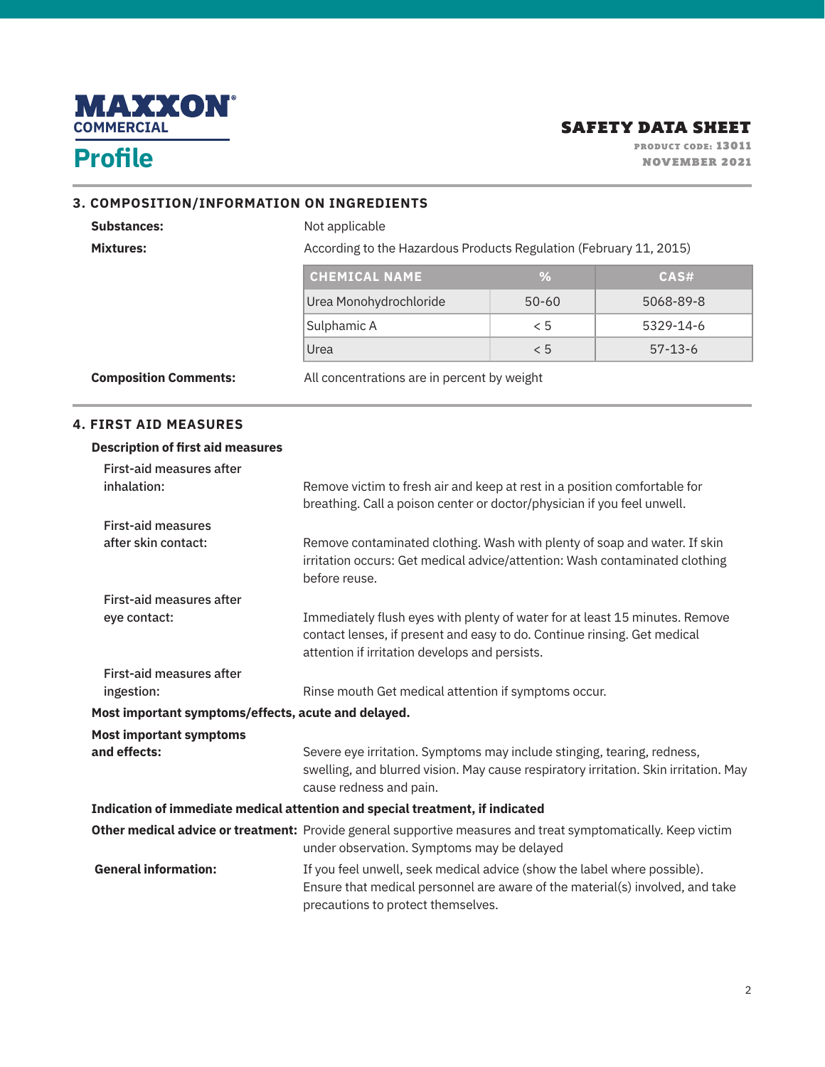## 3. COMPOSITION/INFORMATION ON INGREDIENTS

**Substances:** Not applicable

**Mixtures:** According to the Hazardous Products Regulation (February 11, 2015)

| CHEMICAL NAME | % | CAS# |
|---|---|---|
| Urea Monohydrochloride | 50-60 | 5068-89-8 |
| Sulphamic A | < 5 | 5329-14-6 |
| Urea | < 5 | 57-13-6 |

**Composition Comments:** All concentrations are in percent by weight

## 4. FIRST AID MEASURES

**Description of first aid measures**

First-aid measures after inhalation: Remove victim to fresh air and keep at rest in a position comfortable for breathing. Call a poison center or doctor/physician if you feel unwell.

First-aid measures after skin contact: Remove contaminated clothing. Wash with plenty of soap and water. If skin irritation occurs: Get medical advice/attention: Wash contaminated clothing before reuse.

First-aid measures after eye contact: Immediately flush eyes with plenty of water for at least 15 minutes. Remove contact lenses, if present and easy to do. Continue rinsing. Get medical attention if irritation develops and persists.

First-aid measures after ingestion: Rinse mouth Get medical attention if symptoms occur.

**Most important symptoms/effects, acute and delayed.**

**Most important symptoms and effects:** Severe eye irritation. Symptoms may include stinging, tearing, redness, swelling, and blurred vision. May cause respiratory irritation. Skin irritation. May cause redness and pain.

**Indication of immediate medical attention and special treatment, if indicated**

**Other medical advice or treatment:** Provide general supportive measures and treat symptomatically. Keep victim under observation. Symptoms may be delayed

**General information:** If you feel unwell, seek medical advice (show the label where possible). Ensure that medical personnel are aware of the material(s) involved, and take precautions to protect themselves.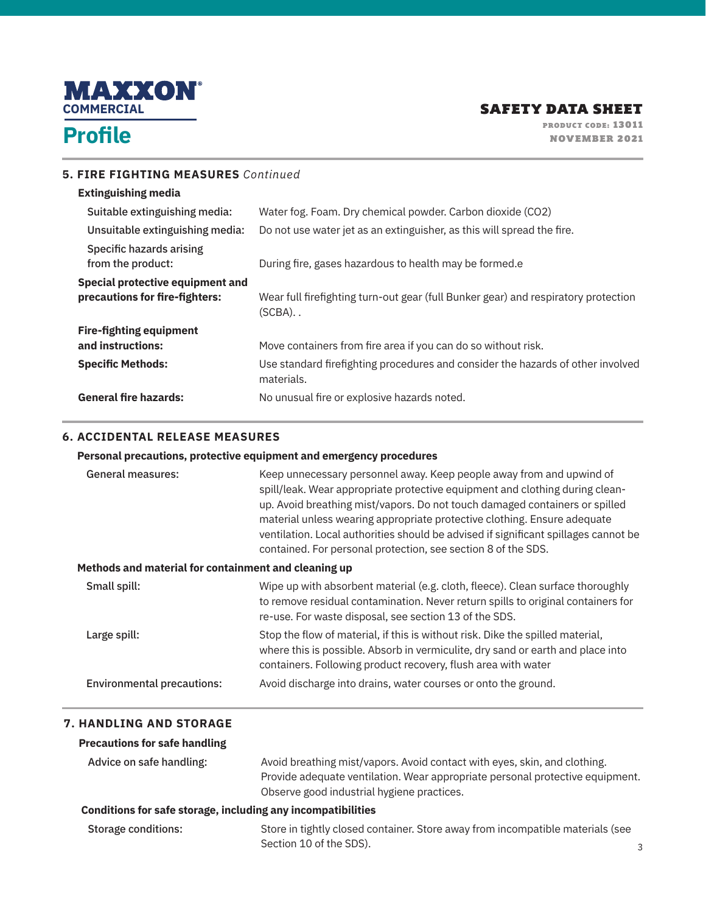## 5. FIRE FIGHTING MEASURES *Continued*

**Extinguishing media**

| | |
|---|---|
| Suitable extinguishing media: | Water fog. Foam. Dry chemical powder. Carbon dioxide ($CO_2$) |
| Unsuitable extinguishing media: | Do not use water jet as an extinguisher, as this will spread the fire. |
| Specific hazards arising from the product: | During fire, gases hazardous to health may be formed.e |
| **Special protective equipment and precautions for fire-fighters:** | Wear full firefighting turn-out gear (full Bunker gear) and respiratory protection (SCBA). . |
| **Fire-fighting equipment and instructions:** | Move containers from fire area if you can do so without risk. |
| **Specific Methods:** | Use standard firefighting procedures and consider the hazards of other involved materials. |
| **General fire hazards:** | No unusual fire or explosive hazards noted. |

## 6. ACCIDENTAL RELEASE MEASURES

**Personal precautions, protective equipment and emergency procedures**

| | |
|---|---|
| General measures: | Keep unnecessary personnel away. Keep people away from and upwind of spill/leak. Wear appropriate protective equipment and clothing during clean-up. Avoid breathing mist/vapors. Do not touch damaged containers or spilled material unless wearing appropriate protective clothing. Ensure adequate ventilation. Local authorities should be advised if significant spillages cannot be contained. For personal protection, see section 8 of the SDS. |

**Methods and material for containment and cleaning up**

| | |
|---|---|
| Small spill: | Wipe up with absorbent material (e.g. cloth, fleece). Clean surface thoroughly to remove residual contamination. Never return spills to original containers for re-use. For waste disposal, see section 13 of the SDS. |
| Large spill: | Stop the flow of material, if this is without risk. Dike the spilled material, where this is possible. Absorb in vermiculite, dry sand or earth and place into containers. Following product recovery, flush area with water |
| Environmental precautions: | Avoid discharge into drains, water courses or onto the ground. |

## 7. HANDLING AND STORAGE

**Precautions for safe handling**

| | |
|---|---|
| Advice on safe handling: | Avoid breathing mist/vapors. Avoid contact with eyes, skin, and clothing. Provide adequate ventilation. Wear appropriate personal protective equipment. Observe good industrial hygiene practices. |

**Conditions for safe storage, including any incompatibilities**

| | |
|---|---|
| Storage conditions: | Store in tightly closed container. Store away from incompatible materials (see Section 10 of the SDS). |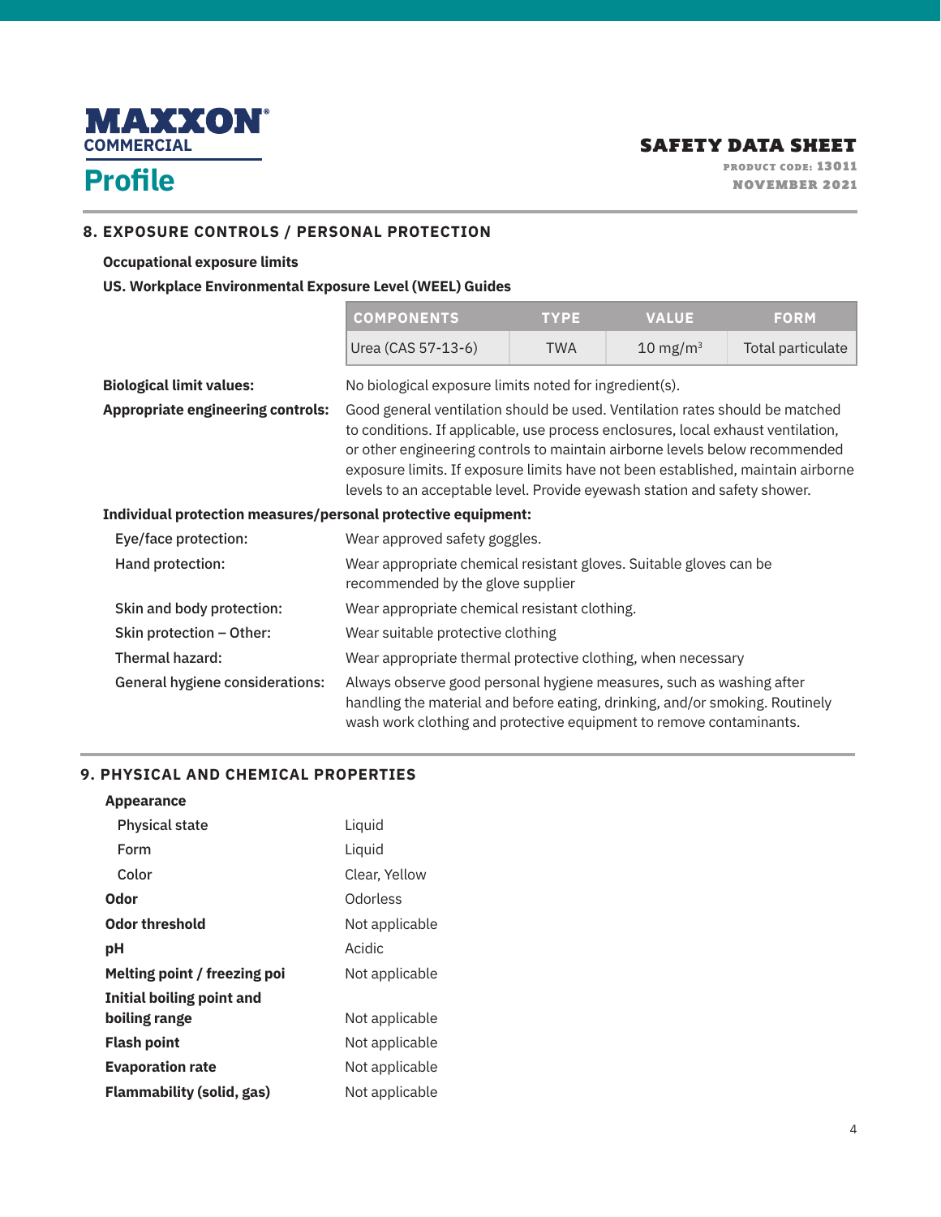## 8. EXPOSURE CONTROLS / PERSONAL PROTECTION

**Occupational exposure limits**

**US. Workplace Environmental Exposure Level (WEEL) Guides**

| COMPONENTS | TYPE | VALUE | FORM |
|---|---|---|---|
| Urea (CAS 57-13-6) | TWA | 10 $mg/m^3$ | Total particulate |

**Biological limit values:** No biological exposure limits noted for ingredient(s).

**Appropriate engineering controls:** Good general ventilation should be used. Ventilation rates should be matched to conditions. If applicable, use process enclosures, local exhaust ventilation, or other engineering controls to maintain airborne levels below recommended exposure limits. If exposure limits have not been established, maintain airborne levels to an acceptable level. Provide eyewash station and safety shower.

**Individual protection measures/personal protective equipment:**

Eye/face protection: Wear approved safety goggles.

Hand protection: Wear appropriate chemical resistant gloves. Suitable gloves can be recommended by the glove supplier

Skin and body protection: Wear appropriate chemical resistant clothing.

Skin protection – Other: Wear suitable protective clothing

Thermal hazard: Wear appropriate thermal protective clothing, when necessary

General hygiene considerations: Always observe good personal hygiene measures, such as washing after handling the material and before eating, drinking, and/or smoking. Routinely wash work clothing and protective equipment to remove contaminants.

## 9. PHYSICAL AND CHEMICAL PROPERTIES

**Appearance**

Physical state: Liquid

Form: Liquid

Color: Clear, Yellow

**Odor**: Odorless

**Odor threshold**: Not applicable

**pH**: Acidic

**Melting point / freezing poi**: Not applicable

**Initial boiling point and boiling range**: Not applicable

**Flash point**: Not applicable

**Evaporation rate**: Not applicable

**Flammability (solid, gas)**: Not applicable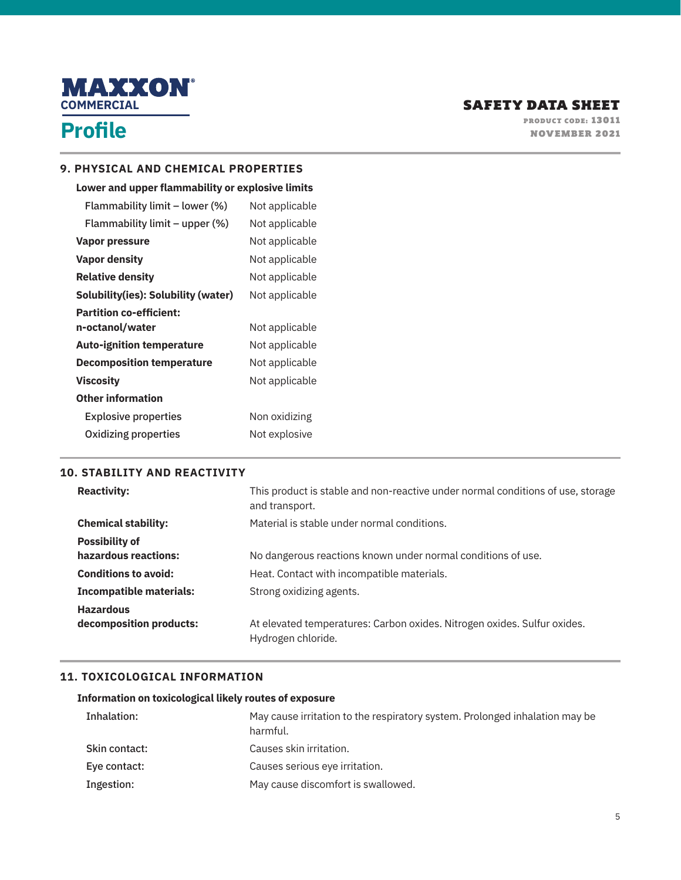## 9. PHYSICAL AND CHEMICAL PROPERTIES

| | |
|---|---|
| **Lower and upper flammability or explosive limits** | |
| Flammability limit – lower (%) | Not applicable |
| Flammability limit – upper (%) | Not applicable |
| **Vapor pressure** | Not applicable |
| **Vapor density** | Not applicable |
| **Relative density** | Not applicable |
| **Solubility(ies): Solubility (water)** | Not applicable |
| **Partition co-efficient: n-octanol/water** | Not applicable |
| **Auto-ignition temperature** | Not applicable |
| **Decomposition temperature** | Not applicable |
| **Viscosity** | Not applicable |
| **Other information** | |
| Explosive properties | Non oxidizing |
| Oxidizing properties | Not explosive |

## 10. STABILITY AND REACTIVITY

| | |
|---|---|
| **Reactivity:** | This product is stable and non-reactive under normal conditions of use, storage and transport. |
| **Chemical stability:** | Material is stable under normal conditions. |
| **Possibility of hazardous reactions:** | No dangerous reactions known under normal conditions of use. |
| **Conditions to avoid:** | Heat. Contact with incompatible materials. |
| **Incompatible materials:** | Strong oxidizing agents. |
| **Hazardous decomposition products:** | At elevated temperatures: Carbon oxides. Nitrogen oxides. Sulfur oxides. Hydrogen chloride. |

## 11. TOXICOLOGICAL INFORMATION

**Information on toxicological likely routes of exposure**

| | |
|---|---|
| Inhalation: | May cause irritation to the respiratory system. Prolonged inhalation may be harmful. |
| Skin contact: | Causes skin irritation. |
| Eye contact: | Causes serious eye irritation. |
| Ingestion: | May cause discomfort is swallowed. |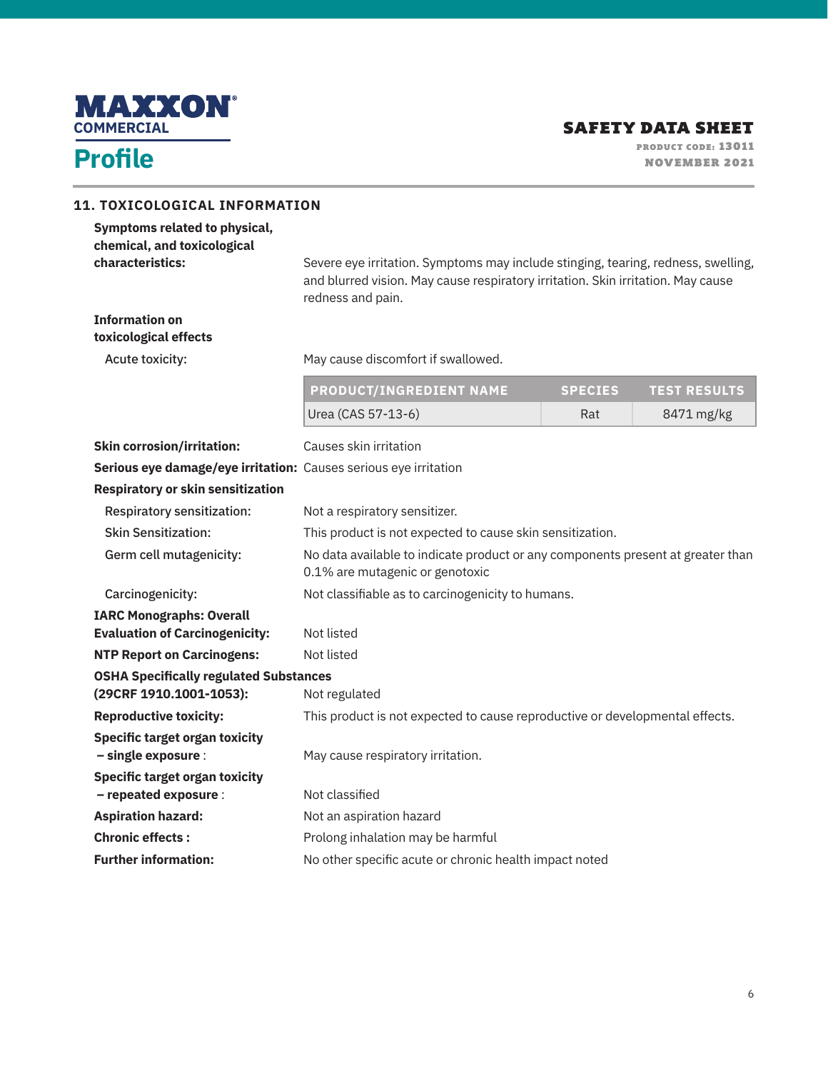## 11. TOXICOLOGICAL INFORMATION

**Symptoms related to physical, chemical, and toxicological characteristics:** Severe eye irritation. Symptoms may include stinging, tearing, redness, swelling, and blurred vision. May cause respiratory irritation. Skin irritation. May cause redness and pain.

**Information on toxicological effects**

Acute toxicity: May cause discomfort if swallowed.

| PRODUCT/INGREDIENT NAME | SPECIES | TEST RESULTS |
|---|---|---|
| Urea (CAS 57-13-6) | Rat | 8471 mg/kg |

**Skin corrosion/irritation:** Causes skin irritation

**Serious eye damage/eye irritation:** Causes serious eye irritation

**Respiratory or skin sensitization**

Respiratory sensitization: Not a respiratory sensitizer.

Skin Sensitization: This product is not expected to cause skin sensitization.

Germ cell mutagenicity: No data available to indicate product or any components present at greater than 0.1% are mutagenic or genotoxic

Carcinogenicity: Not classifiable as to carcinogenicity to humans.

**IARC Monographs: Overall Evaluation of Carcinogenicity:** Not listed

**NTP Report on Carcinogens:** Not listed

**OSHA Specifically regulated Substances (29CRF 1910.1001-1053):** Not regulated

**Reproductive toxicity:** This product is not expected to cause reproductive or developmental effects.

**Specific target organ toxicity – single exposure** : May cause respiratory irritation.

**Specific target organ toxicity – repeated exposure** : Not classified

**Aspiration hazard:** Not an aspiration hazard

**Chronic effects :** Prolong inhalation may be harmful

**Further information:** No other specific acute or chronic health impact noted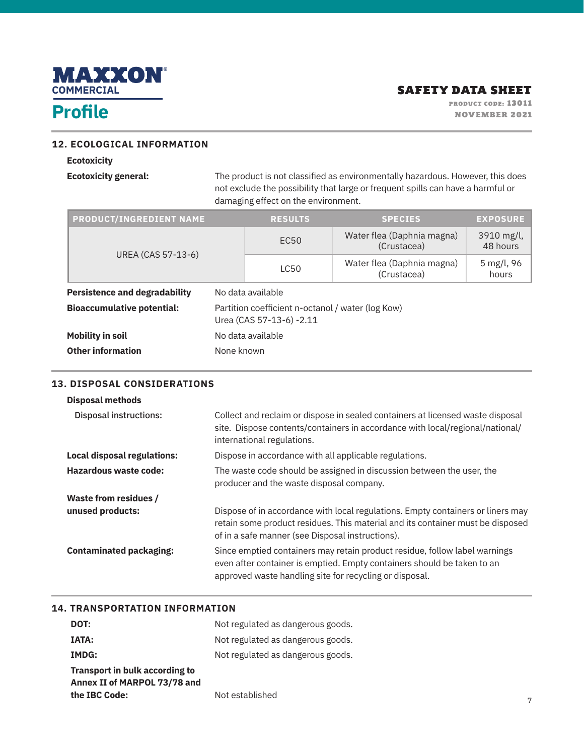## 12. ECOLOGICAL INFORMATION

**Ecotoxicity**

**Ecotoxicity general:** The product is not classified as environmentally hazardous. However, this does not exclude the possibility that large or frequent spills can have a harmful or damaging effect on the environment.

| PRODUCT/INGREDIENT NAME | RESULTS | SPECIES | EXPOSURE |
|---|---|---|---|
| UREA (CAS 57-13-6) | EC50 | Water flea (Daphnia magna) (Crustacea) | 3910 mg/l, 48 hours |
| | LC50 | Water flea (Daphnia magna) (Crustacea) | 5 mg/l, 96 hours |

**Persistence and degradability** No data available

**Bioaccumulative potential:** Partition coefficient n-octanol / water (log Kow) Urea (CAS 57-13-6) -2.11

**Mobility in soil** No data available

**Other information** None known

## 13. DISPOSAL CONSIDERATIONS

**Disposal methods**

Disposal instructions: Collect and reclaim or dispose in sealed containers at licensed waste disposal site. Dispose contents/containers in accordance with local/regional/national/international regulations.

**Local disposal regulations:** Dispose in accordance with all applicable regulations.

**Hazardous waste code:** The waste code should be assigned in discussion between the user, the producer and the waste disposal company.

**Waste from residues / unused products:** Dispose of in accordance with local regulations. Empty containers or liners may retain some product residues. This material and its container must be disposed of in a safe manner (see Disposal instructions).

**Contaminated packaging:** Since emptied containers may retain product residue, follow label warnings even after container is emptied. Empty containers should be taken to an approved waste handling site for recycling or disposal.

## 14. TRANSPORTATION INFORMATION

**DOT:** Not regulated as dangerous goods.

**IATA:** Not regulated as dangerous goods.

**IMDG:** Not regulated as dangerous goods.

**Transport in bulk according to Annex II of MARPOL 73/78 and the IBC Code:** Not established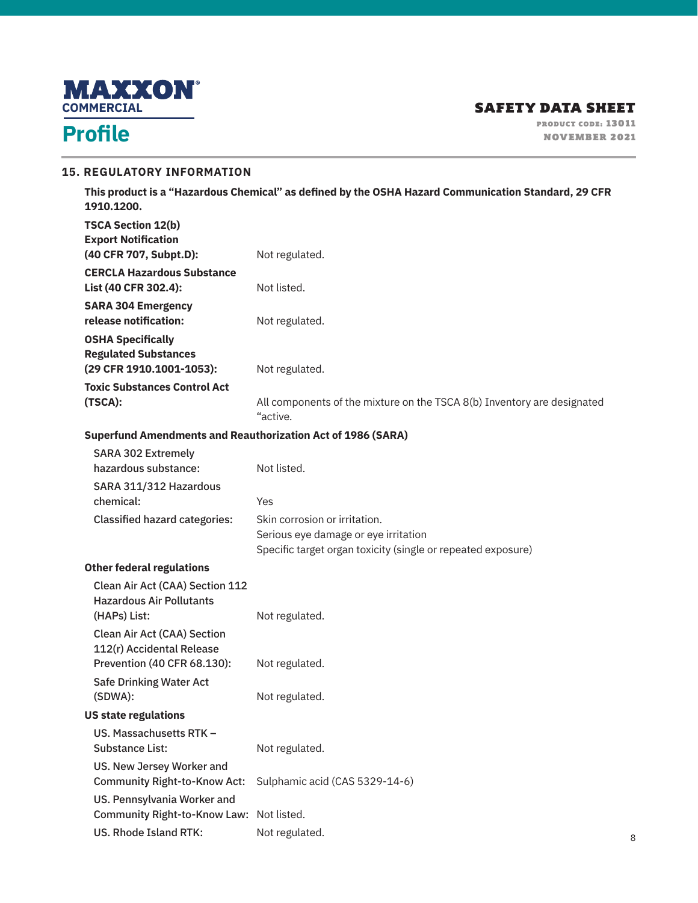## 15. REGULATORY INFORMATION

**This product is a "Hazardous Chemical" as defined by the OSHA Hazard Communication Standard, 29 CFR 1910.1200.**

| | |
|---|---|
| **TSCA Section 12(b) Export Notification (40 CFR 707, Subpt.D):** | Not regulated. |
| **CERCLA Hazardous Substance List (40 CFR 302.4):** | Not listed. |
| **SARA 304 Emergency release notification:** | Not regulated. |
| **OSHA Specifically Regulated Substances (29 CFR 1910.1001-1053):** | Not regulated. |
| **Toxic Substances Control Act (TSCA):** | All components of the mixture on the TSCA 8(b) Inventory are designated "active. |

**Superfund Amendments and Reauthorization Act of 1986 (SARA)**

| | |
|---|---|
| SARA 302 Extremely hazardous substance: | Not listed. |
| SARA 311/312 Hazardous chemical: | Yes |
| Classified hazard categories: | Skin corrosion or irritation.<br>Serious eye damage or eye irritation<br>Specific target organ toxicity (single or repeated exposure) |

**Other federal regulations**

| | |
|---|---|
| Clean Air Act (CAA) Section 112 Hazardous Air Pollutants (HAPs) List: | Not regulated. |
| Clean Air Act (CAA) Section 112(r) Accidental Release Prevention (40 CFR 68.130): | Not regulated. |
| Safe Drinking Water Act (SDWA): | Not regulated. |

**US state regulations**

| | |
|---|---|
| US. Massachusetts RTK – Substance List: | Not regulated. |
| US. New Jersey Worker and Community Right-to-Know Act: | Sulphamic acid (CAS 5329-14-6) |
| US. Pennsylvania Worker and Community Right-to-Know Law: | Not listed. |
| US. Rhode Island RTK: | Not regulated. |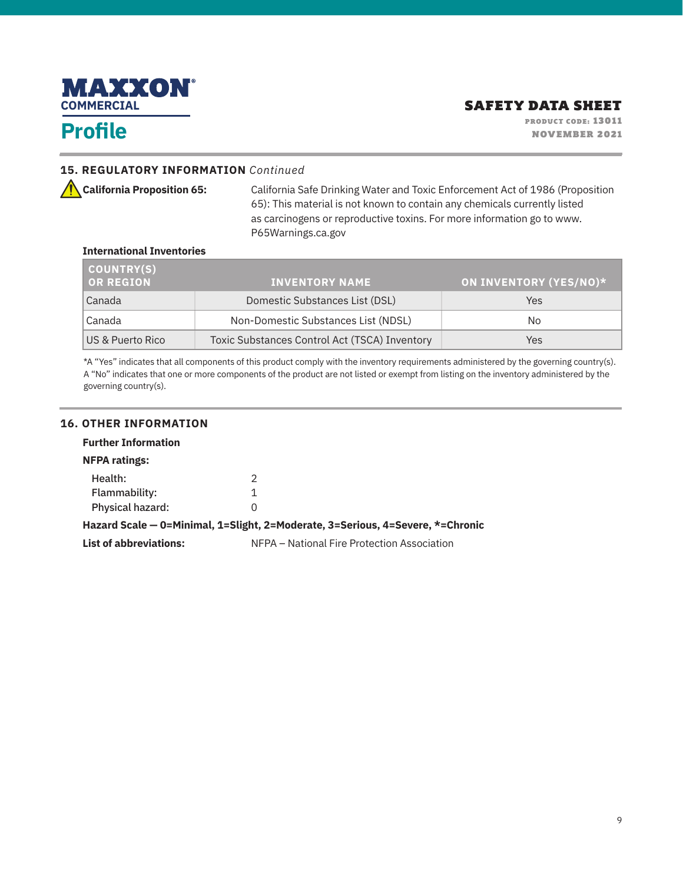## 15. REGULATORY INFORMATION *Continued*

**California Proposition 65:** California Safe Drinking Water and Toxic Enforcement Act of 1986 (Proposition 65): This material is not known to contain any chemicals currently listed as carcinogens or reproductive toxins. For more information go to www.P65Warnings.ca.gov

**International Inventories**

| COUNTRY(S) OR REGION | INVENTORY NAME | ON INVENTORY (YES/NO)* |
|---|---|---|
| Canada | Domestic Substances List (DSL) | Yes |
| Canada | Non-Domestic Substances List (NDSL) | No |
| US & Puerto Rico | Toxic Substances Control Act (TSCA) Inventory | Yes |

*A "Yes" indicates that all components of this product comply with the inventory requirements administered by the governing country(s). A "No" indicates that one or more components of the product are not listed or exempt from listing on the inventory administered by the governing country(s).

## 16. OTHER INFORMATION

**Further Information**

**NFPA ratings:**

Health: 2
Flammability: 1
Physical hazard: 0

**Hazard Scale — 0=Minimal, 1=Slight, 2=Moderate, 3=Serious, 4=Severe, *=Chronic**

**List of abbreviations:** NFPA – National Fire Protection Association